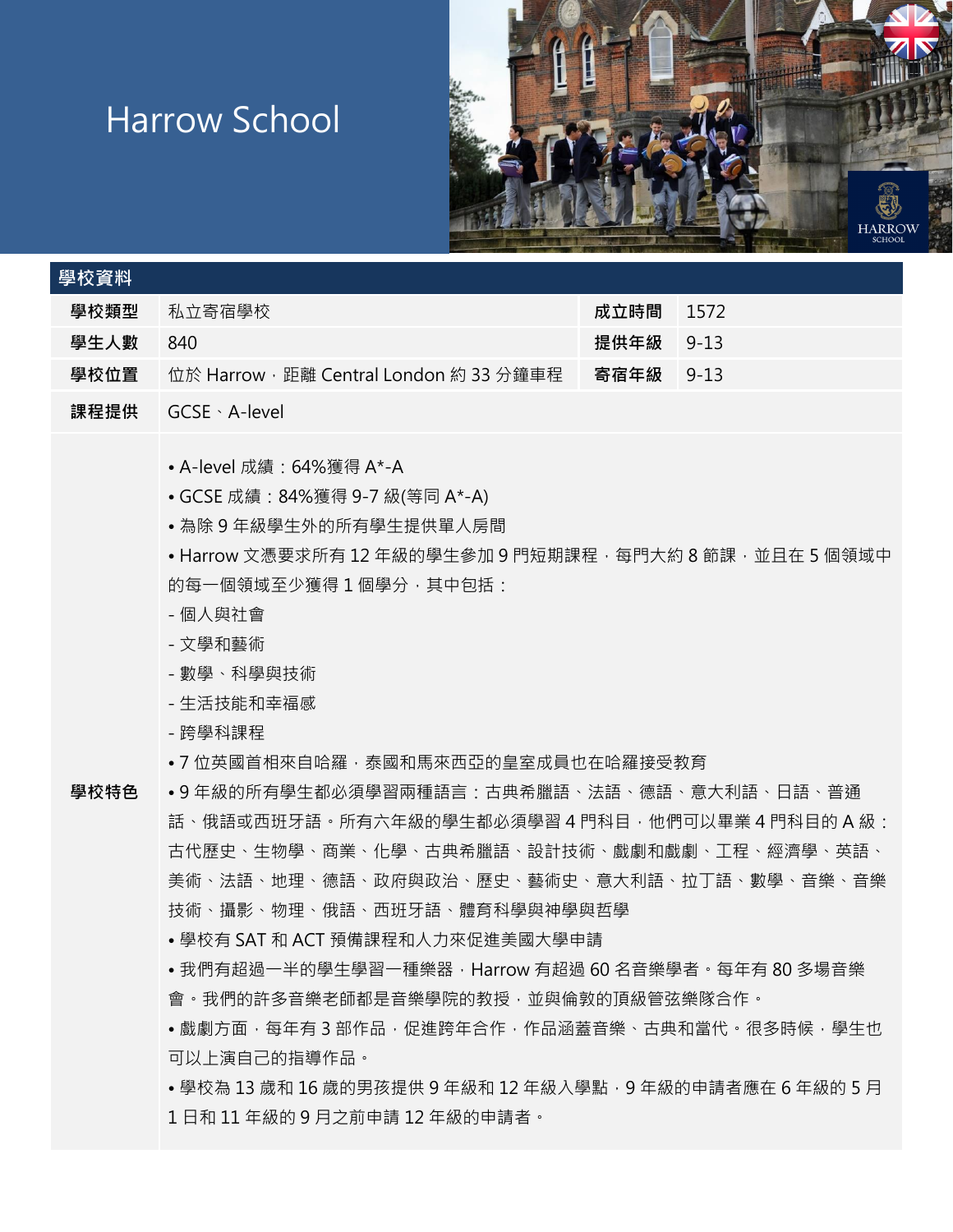# Harrow School

## 學校資料

| 學校類型 | 私立寄宿學校 | 成立時間 | 1572 |
|---|---|---|---|
| 學生人數 | 840 | 提供年級 | 9-13 |
| 學校位置 | 位於 Harrow，距離 Central London 約 33 分鐘車程 | 寄宿年級 | 9-13 |
| 課程提供 | GCSE、A-level | | |

**學校特色**

- A-level 成績：64%獲得 A*-A
- GCSE 成績：84%獲得 9-7 級(等同 A*-A)
- 為除 9 年級學生外的所有學生提供單人房間
- Harrow 文憑要求所有 12 年級的學生參加 9 門短期課程，每門大約 8 節課，並且在 5 個領域中的每一個領域至少獲得 1 個學分，其中包括：
  - 個人與社會
  - 文學和藝術
  - 數學、科學與技術
  - 生活技能和幸福感
  - 跨學科課程
- 7 位英國首相來自哈羅，泰國和馬來西亞的皇室成員也在哈羅接受教育
- 9 年級的所有學生都必須學習兩種語言：古典希臘語、法語、德語、意大利語、日語、普通話、俄語或西班牙語。所有六年級的學生都必須學習 4 門科目，他們可以畢業 4 門科目的 A 級：古代歷史、生物學、商業、化學、古典希臘語、設計技術、戲劇和戲劇、工程、經濟學、英語、美術、法語、地理、德語、政府與政治、歷史、藝術史、意大利語、拉丁語、數學、音樂、音樂技術、攝影、物理、俄語、西班牙語、體育科學與神學與哲學
- 學校有 SAT 和 ACT 預備課程和人力來促進美國大學申請
- 我們有超過一半的學生學習一種樂器，Harrow 有超過 60 名音樂學者。每年有 80 多場音樂會。我們的許多音樂老師都是音樂學院的教授，並與倫敦的頂級管弦樂隊合作。
- 戲劇方面，每年有 3 部作品，促進跨年合作，作品涵蓋音樂、古典和當代。很多時候，學生也可以上演自己的指導作品。
- 學校為 13 歲和 16 歲的男孩提供 9 年級和 12 年級入學點，9 年級的申請者應在 6 年級的 5 月 1 日和 11 年級的 9 月之前申請 12 年級的申請者。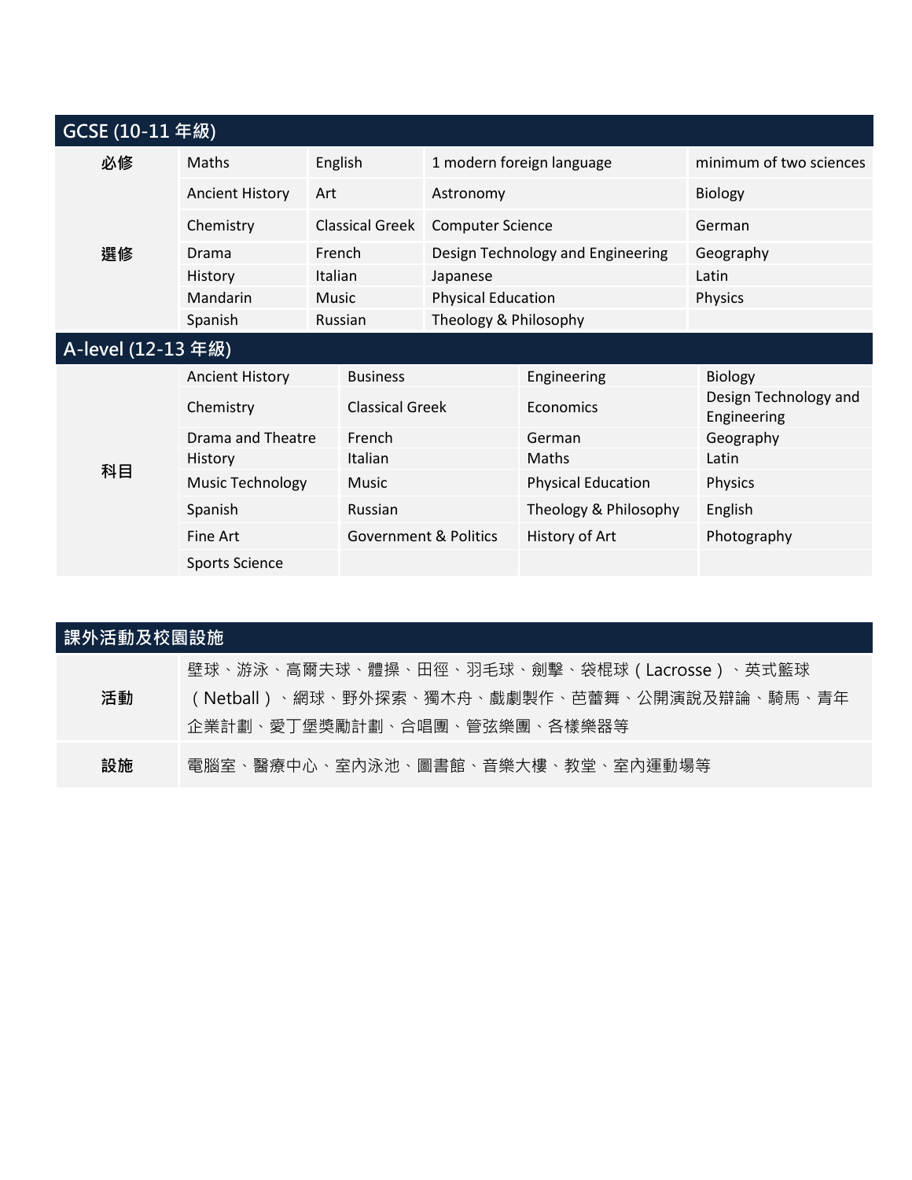## GCSE (10-11 年級)

| | | | | |
|---|---|---|---|---|
| **必修** | Maths | English | 1 modern foreign language | minimum of two sciences |
| **選修** | Ancient History | Art | Astronomy | Biology |
| | Chemistry | Classical Greek | Computer Science | German |
| | Drama | French | Design Technology and Engineering | Geography |
| | History | Italian | Japanese | Latin |
| | Mandarin | Music | Physical Education | Physics |
| | Spanish | Russian | Theology & Philosophy | |

## A-level (12-13 年級)

| | | | | |
|---|---|---|---|---|
| **科目** | Ancient History | Business | Engineering | Biology |
| | Chemistry | Classical Greek | Economics | Design Technology and Engineering |
| | Drama and Theatre | French | German | Geography |
| | History | Italian | Maths | Latin |
| | Music Technology | Music | Physical Education | Physics |
| | Spanish | Russian | Theology & Philosophy | English |
| | Fine Art | Government & Politics | History of Art | Photography |
| | Sports Science | | | |

## 課外活動及校園設施

| | |
|---|---|
| **活動** | 壁球、游泳、高爾夫球、體操、田徑、羽毛球、劍擊、袋棍球（Lacrosse）、英式籃球（Netball）、網球、野外探索、獨木舟、戲劇製作、芭蕾舞、公開演說及辯論、騎馬、青年企業計劃、愛丁堡獎勵計劃、合唱團、管弦樂團、各樣樂器等 |
| **設施** | 電腦室、醫療中心、室內泳池、圖書館、音樂大樓、教堂、室內運動場等 |